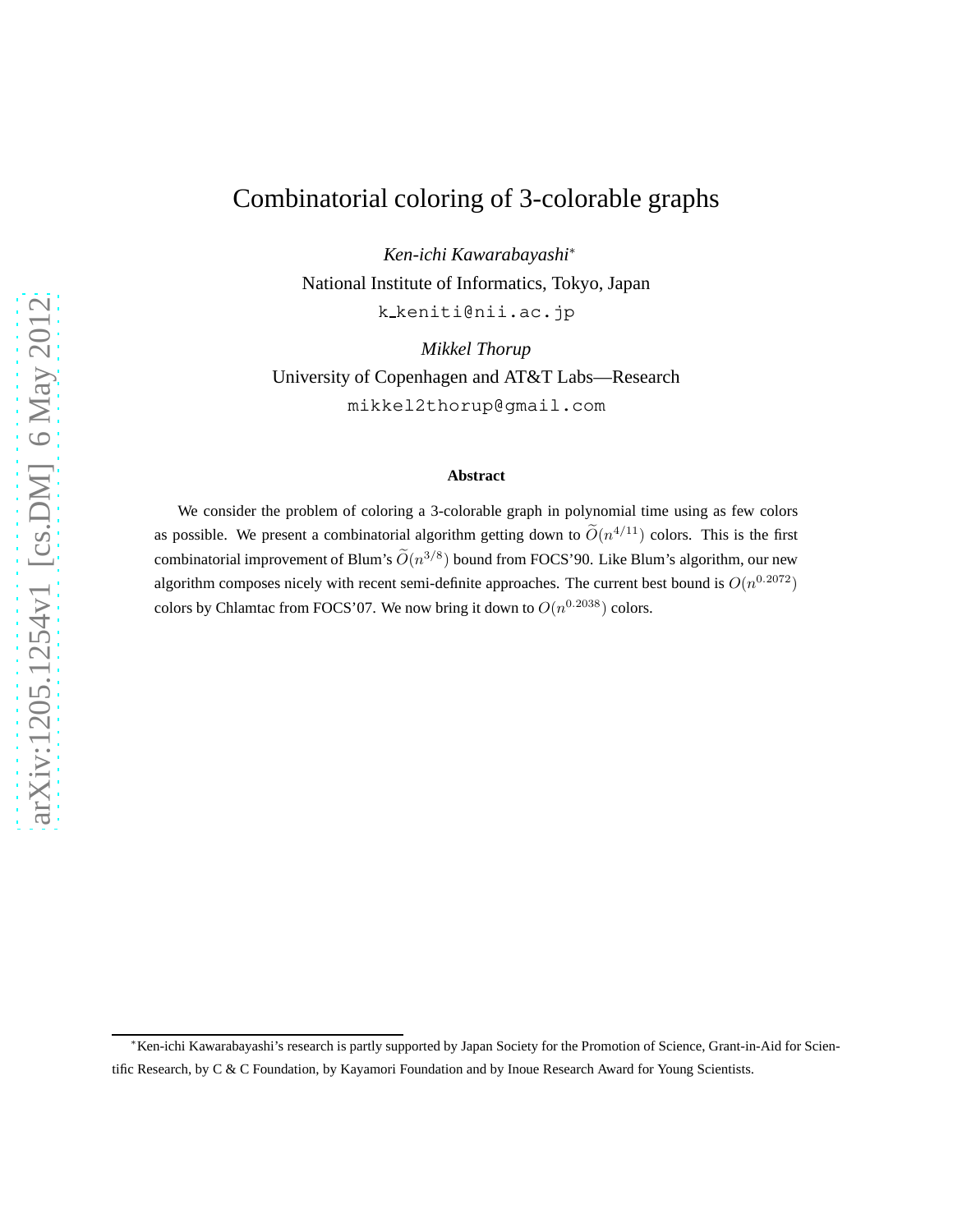# Combinatorial coloring of 3-colorable graphs

*Ken-ichi Kawarabayashi*[*]

National Institute of Informatics, Tokyo, Japan

k_keniti@nii.ac.jp

*Mikkel Thorup*

University of Copenhagen and AT&T Labs—Research

mikkel2thorup@gmail.com

**Abstract**

We consider the problem of coloring a 3-colorable graph in polynomial time using as few colors as possible. We present a combinatorial algorithm getting down to $\widetilde{O}(n^{4/11})$ colors. This is the first combinatorial improvement of Blum's $\widetilde{O}(n^{3/8})$ bound from FOCS'90. Like Blum's algorithm, our new algorithm composes nicely with recent semi-definite approaches. The current best bound is $O(n^{0.2072})$ colors by Chlamtac from FOCS'07. We now bring it down to $O(n^{0.2038})$ colors.

[*]Ken-ichi Kawarabayashi's research is partly supported by Japan Society for the Promotion of Science, Grant-in-Aid for Scientific Research, by C & C Foundation, by Kayamori Foundation and by Inoue Research Award for Young Scientists.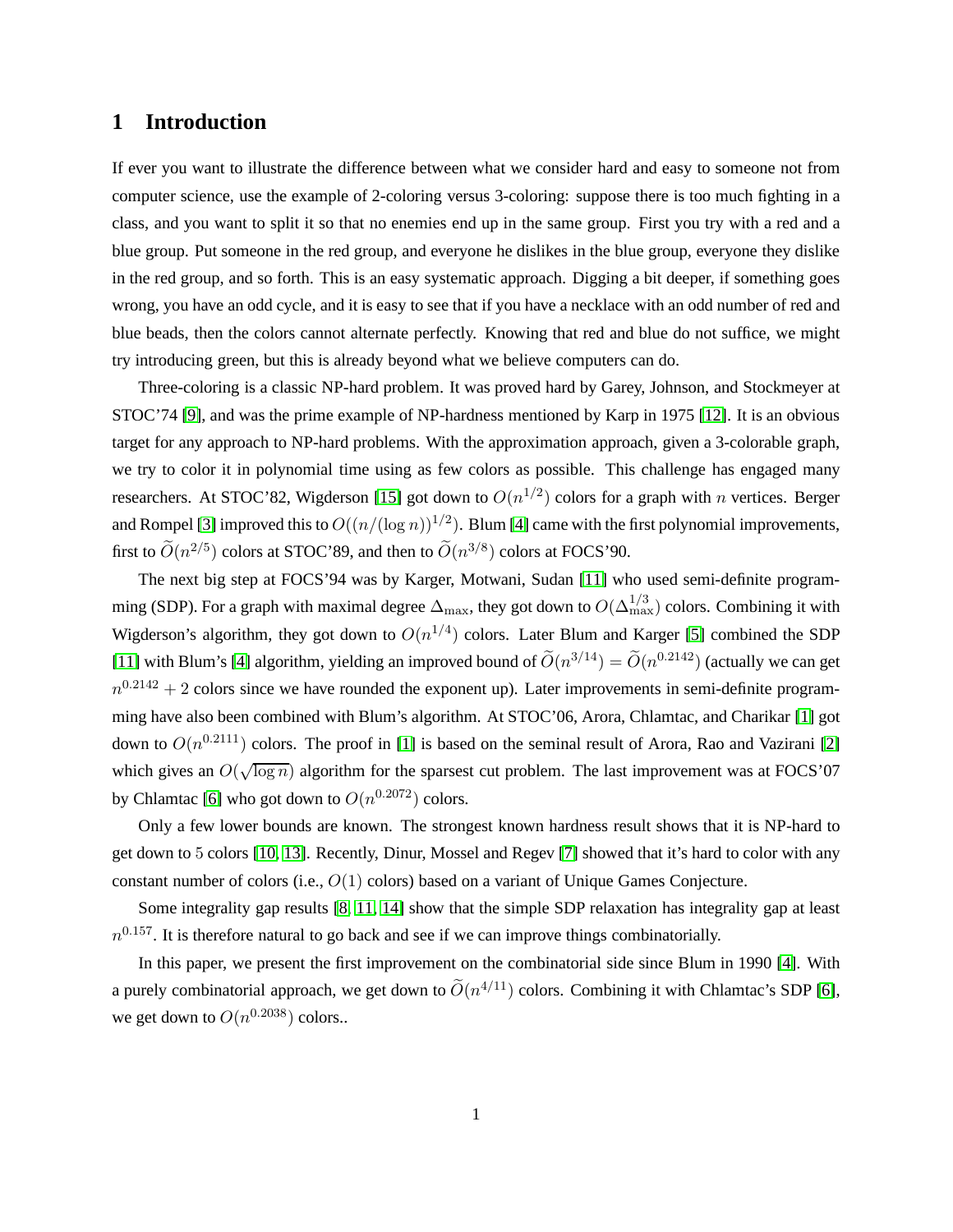## 1 Introduction

If ever you want to illustrate the difference between what we consider hard and easy to someone not from computer science, use the example of 2-coloring versus 3-coloring: suppose there is too much fighting in a class, and you want to split it so that no enemies end up in the same group. First you try with a red and a blue group. Put someone in the red group, and everyone he dislikes in the blue group, everyone they dislike in the red group, and so forth. This is an easy systematic approach. Digging a bit deeper, if something goes wrong, you have an odd cycle, and it is easy to see that if you have a necklace with an odd number of red and blue beads, then the colors cannot alternate perfectly. Knowing that red and blue do not suffice, we might try introducing green, but this is already beyond what we believe computers can do.

Three-coloring is a classic NP-hard problem. It was proved hard by Garey, Johnson, and Stockmeyer at STOC'74 [9], and was the prime example of NP-hardness mentioned by Karp in 1975 [12]. It is an obvious target for any approach to NP-hard problems. With the approximation approach, given a 3-colorable graph, we try to color it in polynomial time using as few colors as possible. This challenge has engaged many researchers. At STOC'82, Wigderson [15] got down to $O(n^{1/2})$ colors for a graph with $n$ vertices. Berger and Rompel [3] improved this to $O((n/(\log n))^{1/2})$. Blum [4] came with the first polynomial improvements, first to $\widetilde{O}(n^{2/5})$ colors at STOC'89, and then to $\widetilde{O}(n^{3/8})$ colors at FOCS'90.

The next big step at FOCS'94 was by Karger, Motwani, Sudan [11] who used semi-definite programming (SDP). For a graph with maximal degree $\Delta_{\max}$, they got down to $O(\Delta_{\max}^{1/3})$ colors. Combining it with Wigderson's algorithm, they got down to $O(n^{1/4})$ colors. Later Blum and Karger [5] combined the SDP [11] with Blum's [4] algorithm, yielding an improved bound of $\widetilde{O}(n^{3/14}) = \widetilde{O}(n^{0.2142})$ (actually we can get $n^{0.2142} + 2$ colors since we have rounded the exponent up). Later improvements in semi-definite programming have also been combined with Blum's algorithm. At STOC'06, Arora, Chlamtac, and Charikar [1] got down to $O(n^{0.2111})$ colors. The proof in [1] is based on the seminal result of Arora, Rao and Vazirani [2] which gives an $O(\sqrt{\log n})$ algorithm for the sparsest cut problem. The last improvement was at FOCS'07 by Chlamtac [6] who got down to $O(n^{0.2072})$ colors.

Only a few lower bounds are known. The strongest known hardness result shows that it is NP-hard to get down to 5 colors [10, 13]. Recently, Dinur, Mossel and Regev [7] showed that it's hard to color with any constant number of colors (i.e., $O(1)$ colors) based on a variant of Unique Games Conjecture.

Some integrality gap results [8, 11, 14] show that the simple SDP relaxation has integrality gap at least $n^{0.157}$. It is therefore natural to go back and see if we can improve things combinatorially.

In this paper, we present the first improvement on the combinatorial side since Blum in 1990 [4]. With a purely combinatorial approach, we get down to $\widetilde{O}(n^{4/11})$ colors. Combining it with Chlamtac's SDP [6], we get down to $O(n^{0.2038})$ colors..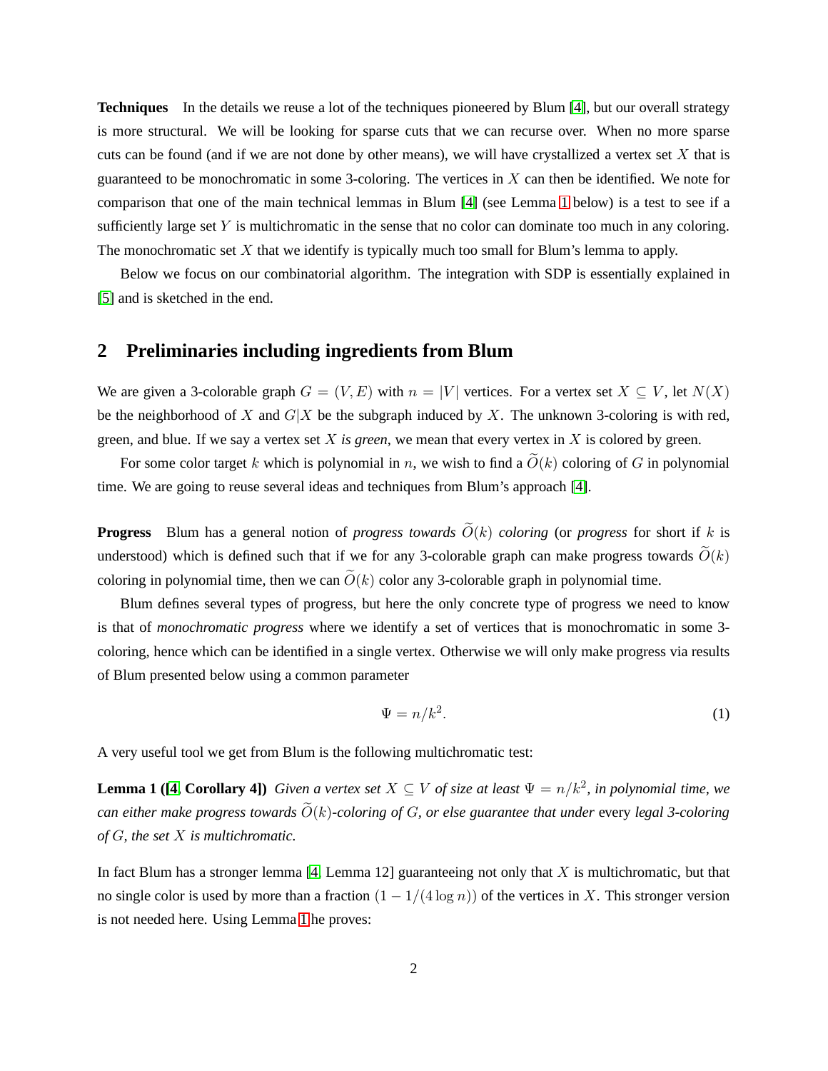**Techniques** In the details we reuse a lot of the techniques pioneered by Blum [4], but our overall strategy is more structural. We will be looking for sparse cuts that we can recurse over. When no more sparse cuts can be found (and if we are not done by other means), we will have crystallized a vertex set $X$ that is guaranteed to be monochromatic in some 3-coloring. The vertices in $X$ can then be identified. We note for comparison that one of the main technical lemmas in Blum [4] (see Lemma 1 below) is a test to see if a sufficiently large set $Y$ is multichromatic in the sense that no color can dominate too much in any coloring. The monochromatic set $X$ that we identify is typically much too small for Blum's lemma to apply.

Below we focus on our combinatorial algorithm. The integration with SDP is essentially explained in [5] and is sketched in the end.

## 2 Preliminaries including ingredients from Blum

We are given a 3-colorable graph $G = (V, E)$ with $n = |V|$ vertices. For a vertex set $X \subseteq V$, let $N(X)$ be the neighborhood of $X$ and $G|X$ be the subgraph induced by $X$. The unknown 3-coloring is with red, green, and blue. If we say a vertex set $X$ *is green*, we mean that every vertex in $X$ is colored by green.

For some color target $k$ which is polynomial in $n$, we wish to find a $\widetilde{O}(k)$ coloring of $G$ in polynomial time. We are going to reuse several ideas and techniques from Blum's approach [4].

**Progress** Blum has a general notion of *progress towards* $\widetilde{O}(k)$ *coloring* (or *progress* for short if $k$ is understood) which is defined such that if we for any 3-colorable graph can make progress towards $\widetilde{O}(k)$ coloring in polynomial time, then we can $\widetilde{O}(k)$ color any 3-colorable graph in polynomial time.

Blum defines several types of progress, but here the only concrete type of progress we need to know is that of *monochromatic progress* where we identify a set of vertices that is monochromatic in some 3-coloring, hence which can be identified in a single vertex. Otherwise we will only make progress via results of Blum presented below using a common parameter

$$\Psi = n/k^2. \tag{1}$$

A very useful tool we get from Blum is the following multichromatic test:

**Lemma 1 ([4, Corollary 4])** *Given a vertex set $X \subseteq V$ of size at least $\Psi = n/k^2$, in polynomial time, we can either make progress towards $\widetilde{O}(k)$-coloring of $G$, or else guarantee that under* every *legal 3-coloring of $G$, the set $X$ is multichromatic.*

In fact Blum has a stronger lemma [4, Lemma 12] guaranteeing not only that $X$ is multichromatic, but that no single color is used by more than a fraction $(1 - 1/(4 \log n))$ of the vertices in $X$. This stronger version is not needed here. Using Lemma 1 he proves: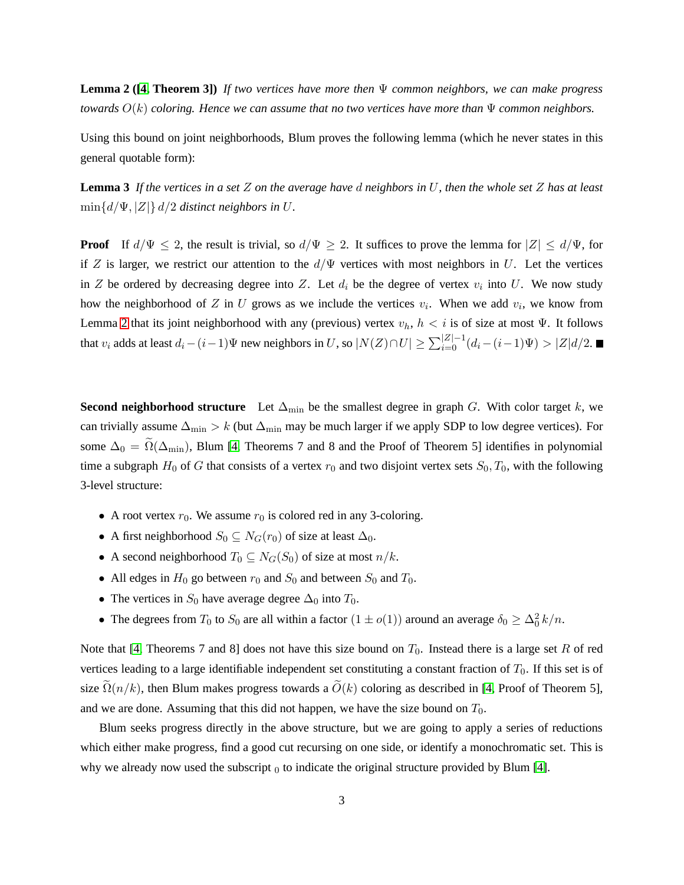**Lemma 2 ([4, Theorem 3])** *If two vertices have more then $\Psi$ common neighbors, we can make progress towards $O(k)$ coloring. Hence we can assume that no two vertices have more than $\Psi$ common neighbors.*

Using this bound on joint neighborhoods, Blum proves the following lemma (which he never states in this general quotable form):

**Lemma 3** *If the vertices in a set $Z$ on the average have $d$ neighbors in $U$, then the whole set $Z$ has at least $\min\{d/\Psi, |Z|\}\, d/2$ distinct neighbors in $U$.*

**Proof** If $d/\Psi \leq 2$, the result is trivial, so $d/\Psi \geq 2$. It suffices to prove the lemma for $|Z| \leq d/\Psi$, for if $Z$ is larger, we restrict our attention to the $d/\Psi$ vertices with most neighbors in $U$. Let the vertices in $Z$ be ordered by decreasing degree into $Z$. Let $d_i$ be the degree of vertex $v_i$ into $U$. We now study how the neighborhood of $Z$ in $U$ grows as we include the vertices $v_i$. When we add $v_i$, we know from Lemma 2 that its joint neighborhood with any (previous) vertex $v_h$, $h < i$ is of size at most $\Psi$. It follows that $v_i$ adds at least $d_i - (i-1)\Psi$ new neighbors in $U$, so $|N(Z) \cap U| \geq \sum_{i=0}^{|Z|-1}(d_i - (i-1)\Psi) > |Z|d/2$. ■

**Second neighborhood structure** Let $\Delta_{\min}$ be the smallest degree in graph $G$. With color target $k$, we can trivially assume $\Delta_{\min} > k$ (but $\Delta_{\min}$ may be much larger if we apply SDP to low degree vertices). For some $\Delta_0 = \widetilde{\Omega}(\Delta_{\min})$, Blum [4, Theorems 7 and 8 and the Proof of Theorem 5] identifies in polynomial time a subgraph $H_0$ of $G$ that consists of a vertex $r_0$ and two disjoint vertex sets $S_0, T_0$, with the following 3-level structure:

- A root vertex $r_0$. We assume $r_0$ is colored red in any 3-coloring.
- A first neighborhood $S_0 \subseteq N_G(r_0)$ of size at least $\Delta_0$.
- A second neighborhood $T_0 \subseteq N_G(S_0)$ of size at most $n/k$.
- All edges in $H_0$ go between $r_0$ and $S_0$ and between $S_0$ and $T_0$.
- The vertices in $S_0$ have average degree $\Delta_0$ into $T_0$.
- The degrees from $T_0$ to $S_0$ are all within a factor $(1 \pm o(1))$ around an average $\delta_0 \geq \Delta_0^2\, k/n$.

Note that [4, Theorems 7 and 8] does not have this size bound on $T_0$. Instead there is a large set $R$ of red vertices leading to a large identifiable independent set constituting a constant fraction of $T_0$. If this set is of size $\widetilde{\Omega}(n/k)$, then Blum makes progress towards a $\widetilde{O}(k)$ coloring as described in [4, Proof of Theorem 5], and we are done. Assuming that this did not happen, we have the size bound on $T_0$.

Blum seeks progress directly in the above structure, but we are going to apply a series of reductions which either make progress, find a good cut recursing on one side, or identify a monochromatic set. This is why we already now used the subscript $_0$ to indicate the original structure provided by Blum [4].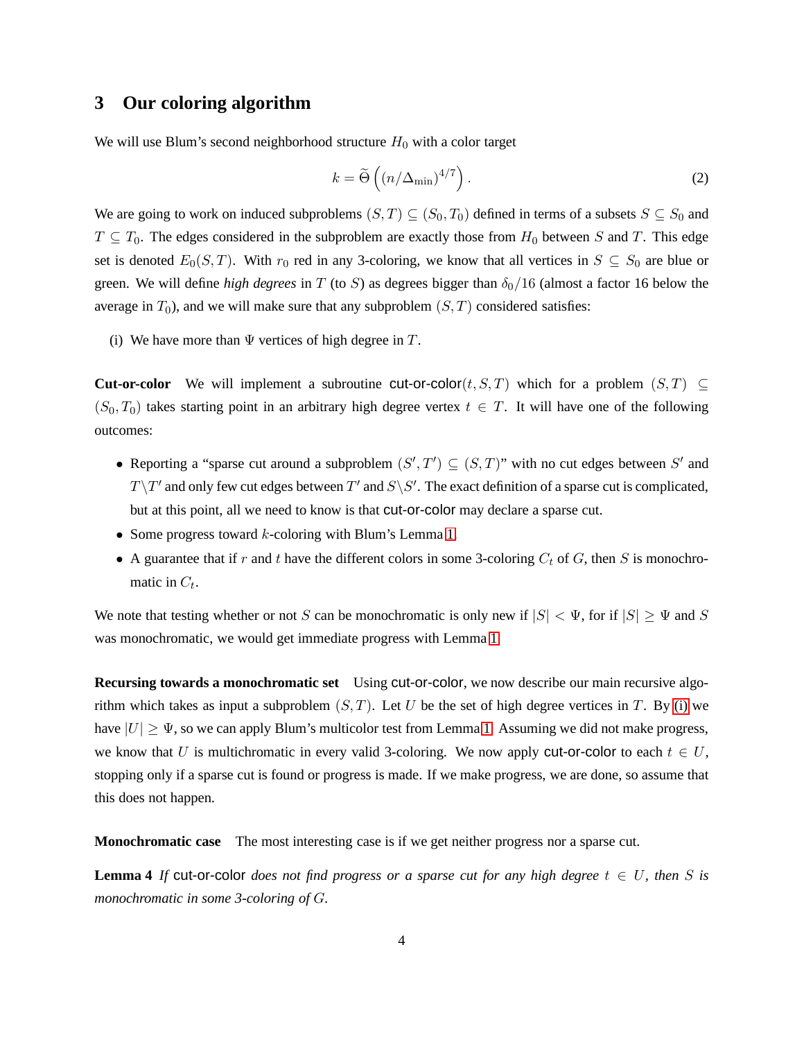## 3 Our coloring algorithm

We will use Blum's second neighborhood structure $H_0$ with a color target

$$k = \widetilde{\Theta}\left((n/\Delta_{\min})^{4/7}\right). \tag{2}$$

We are going to work on induced subproblems $(S, T) \subseteq (S_0, T_0)$ defined in terms of a subsets $S \subseteq S_0$ and $T \subseteq T_0$. The edges considered in the subproblem are exactly those from $H_0$ between $S$ and $T$. This edge set is denoted $E_0(S, T)$. With $r_0$ red in any 3-coloring, we know that all vertices in $S \subseteq S_0$ are blue or green. We will define *high degrees* in $T$ (to $S$) as degrees bigger than $\delta_0/16$ (almost a factor 16 below the average in $T_0$), and we will make sure that any subproblem $(S, T)$ considered satisfies:

(i) We have more than $\Psi$ vertices of high degree in $T$.

**Cut-or-color** We will implement a subroutine cut-or-color$(t, S, T)$ which for a problem $(S, T) \subseteq (S_0, T_0)$ takes starting point in an arbitrary high degree vertex $t \in T$. It will have one of the following outcomes:

- Reporting a "sparse cut around a subproblem $(S', T') \subseteq (S, T)$" with no cut edges between $S'$ and $T \setminus T'$ and only few cut edges between $T'$ and $S \setminus S'$. The exact definition of a sparse cut is complicated, but at this point, all we need to know is that cut-or-color may declare a sparse cut.
- Some progress toward $k$-coloring with Blum's Lemma 1.
- A guarantee that if $r$ and $t$ have the different colors in some 3-coloring $C_t$ of $G$, then $S$ is monochromatic in $C_t$.

We note that testing whether or not $S$ can be monochromatic is only new if $|S| < \Psi$, for if $|S| \geq \Psi$ and $S$ was monochromatic, we would get immediate progress with Lemma 1.

**Recursing towards a monochromatic set** Using cut-or-color, we now describe our main recursive algorithm which takes as input a subproblem $(S, T)$. Let $U$ be the set of high degree vertices in $T$. By (i) we have $|U| \geq \Psi$, so we can apply Blum's multicolor test from Lemma 1. Assuming we did not make progress, we know that $U$ is multichromatic in every valid 3-coloring. We now apply cut-or-color to each $t \in U$, stopping only if a sparse cut is found or progress is made. If we make progress, we are done, so assume that this does not happen.

**Monochromatic case** The most interesting case is if we get neither progress nor a sparse cut.

**Lemma 4** *If* cut-or-color *does not find progress or a sparse cut for any high degree $t \in U$, then $S$ is monochromatic in some 3-coloring of $G$.*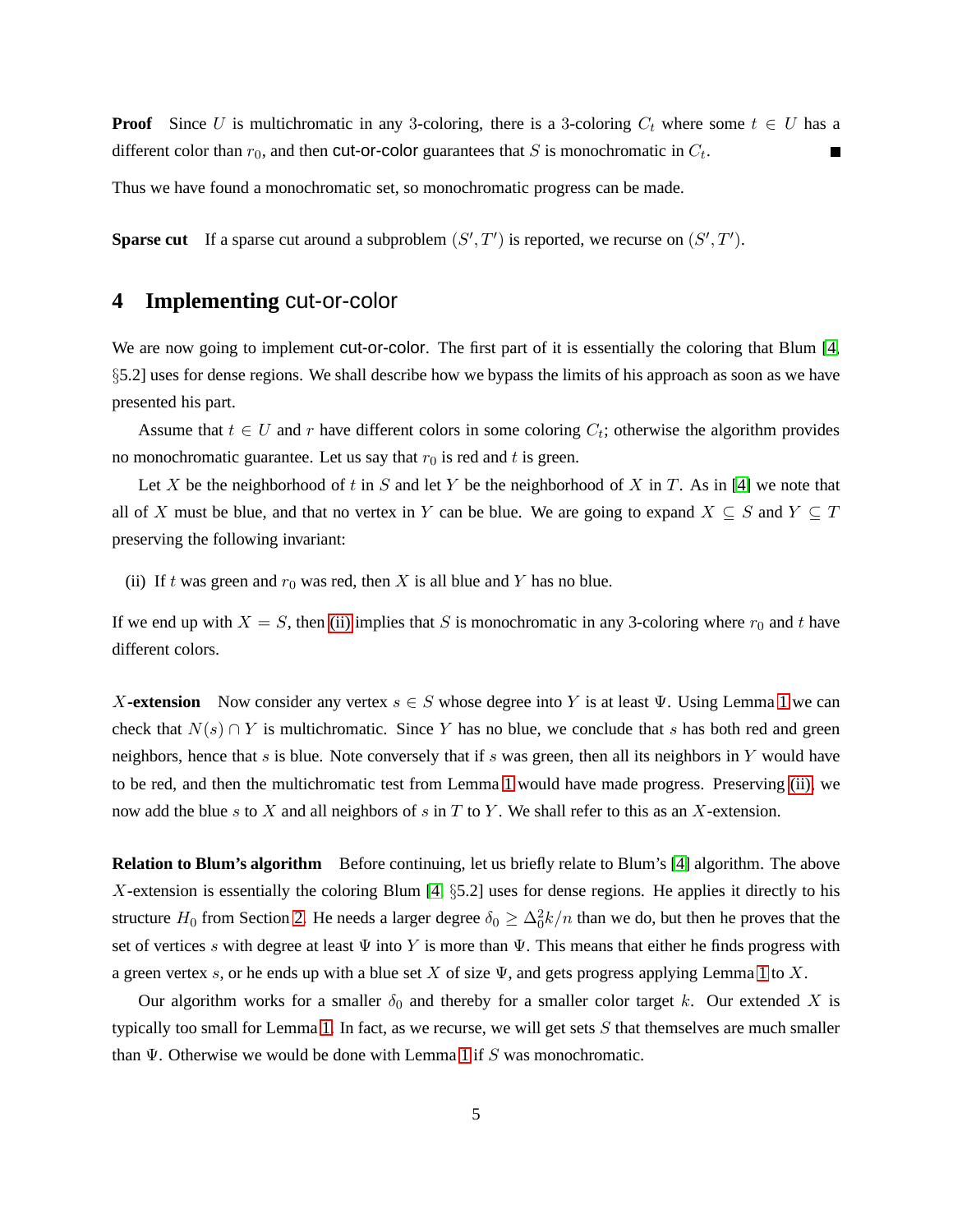**Proof** Since $U$ is multichromatic in any 3-coloring, there is a 3-coloring $C_t$ where some $t \in U$ has a different color than $r_0$, and then cut-or-color guarantees that $S$ is monochromatic in $C_t$. ∎

Thus we have found a monochromatic set, so monochromatic progress can be made.

**Sparse cut** If a sparse cut around a subproblem $(S', T')$ is reported, we recurse on $(S', T')$.

## 4 Implementing cut-or-color

We are now going to implement cut-or-color. The first part of it is essentially the coloring that Blum [4, §5.2] uses for dense regions. We shall describe how we bypass the limits of his approach as soon as we have presented his part.

Assume that $t \in U$ and $r$ have different colors in some coloring $C_t$; otherwise the algorithm provides no monochromatic guarantee. Let us say that $r_0$ is red and $t$ is green.

Let $X$ be the neighborhood of $t$ in $S$ and let $Y$ be the neighborhood of $X$ in $T$. As in [4] we note that all of $X$ must be blue, and that no vertex in $Y$ can be blue. We are going to expand $X \subseteq S$ and $Y \subseteq T$ preserving the following invariant:

(ii) If $t$ was green and $r_0$ was red, then $X$ is all blue and $Y$ has no blue.

If we end up with $X = S$, then (ii) implies that $S$ is monochromatic in any 3-coloring where $r_0$ and $t$ have different colors.

**$X$-extension** Now consider any vertex $s \in S$ whose degree into $Y$ is at least $\Psi$. Using Lemma 1 we can check that $N(s) \cap Y$ is multichromatic. Since $Y$ has no blue, we conclude that $s$ has both red and green neighbors, hence that $s$ is blue. Note conversely that if $s$ was green, then all its neighbors in $Y$ would have to be red, and then the multichromatic test from Lemma 1 would have made progress. Preserving (ii), we now add the blue $s$ to $X$ and all neighbors of $s$ in $T$ to $Y$. We shall refer to this as an $X$-extension.

**Relation to Blum's algorithm** Before continuing, let us briefly relate to Blum's [4] algorithm. The above $X$-extension is essentially the coloring Blum [4, §5.2] uses for dense regions. He applies it directly to his structure $H_0$ from Section 2. He needs a larger degree $\delta_0 \geq \Delta_0^2 k/n$ than we do, but then he proves that the set of vertices $s$ with degree at least $\Psi$ into $Y$ is more than $\Psi$. This means that either he finds progress with a green vertex $s$, or he ends up with a blue set $X$ of size $\Psi$, and gets progress applying Lemma 1 to $X$.

Our algorithm works for a smaller $\delta_0$ and thereby for a smaller color target $k$. Our extended $X$ is typically too small for Lemma 1. In fact, as we recurse, we will get sets $S$ that themselves are much smaller than $\Psi$. Otherwise we would be done with Lemma 1 if $S$ was monochromatic.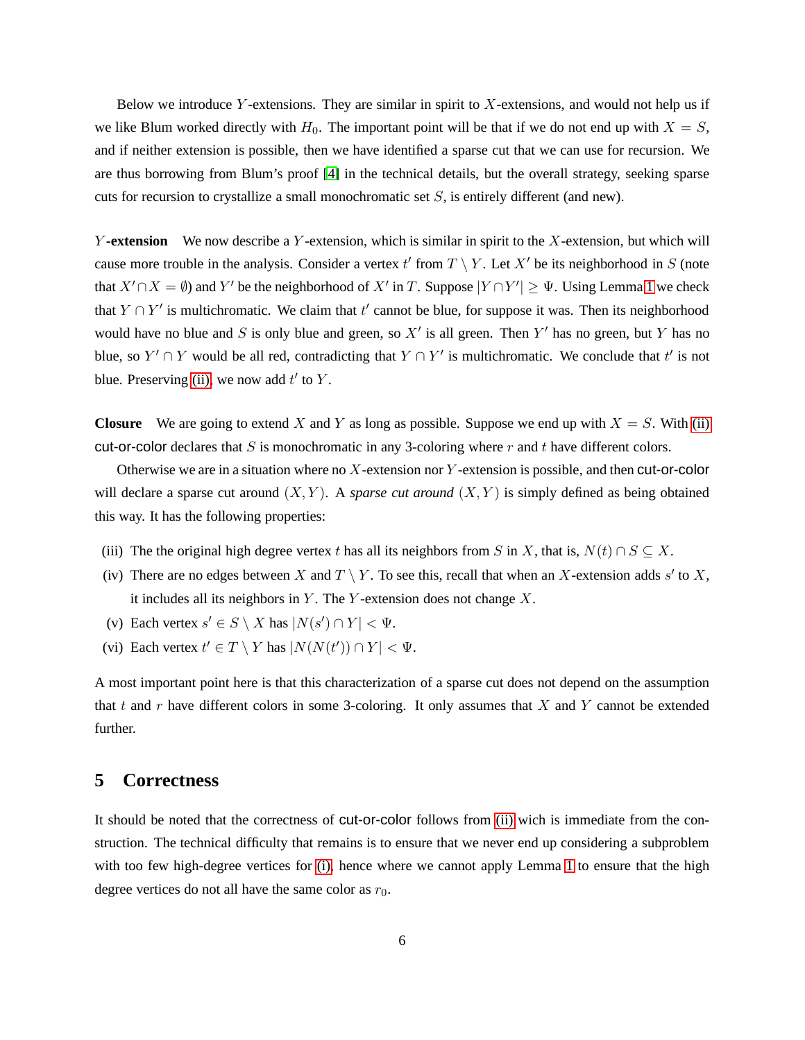Below we introduce $Y$-extensions. They are similar in spirit to $X$-extensions, and would not help us if we like Blum worked directly with $H_0$. The important point will be that if we do not end up with $X = S$, and if neither extension is possible, then we have identified a sparse cut that we can use for recursion. We are thus borrowing from Blum's proof [4] in the technical details, but the overall strategy, seeking sparse cuts for recursion to crystallize a small monochromatic set $S$, is entirely different (and new).

**$Y$-extension** We now describe a $Y$-extension, which is similar in spirit to the $X$-extension, but which will cause more trouble in the analysis. Consider a vertex $t'$ from $T \setminus Y$. Let $X'$ be its neighborhood in $S$ (note that $X' \cap X = \emptyset$) and $Y'$ be the neighborhood of $X'$ in $T$. Suppose $|Y \cap Y'| \geq \Psi$. Using Lemma 1 we check that $Y \cap Y'$ is multichromatic. We claim that $t'$ cannot be blue, for suppose it was. Then its neighborhood would have no blue and $S$ is only blue and green, so $X'$ is all green. Then $Y'$ has no green, but $Y$ has no blue, so $Y' \cap Y$ would be all red, contradicting that $Y \cap Y'$ is multichromatic. We conclude that $t'$ is not blue. Preserving (ii), we now add $t'$ to $Y$.

**Closure** We are going to extend $X$ and $Y$ as long as possible. Suppose we end up with $X = S$. With (ii) cut-or-color declares that $S$ is monochromatic in any 3-coloring where $r$ and $t$ have different colors.

Otherwise we are in a situation where no $X$-extension nor $Y$-extension is possible, and then cut-or-color will declare a sparse cut around $(X, Y)$. A *sparse cut around* $(X, Y)$ is simply defined as being obtained this way. It has the following properties:

(iii) The the original high degree vertex $t$ has all its neighbors from $S$ in $X$, that is, $N(t) \cap S \subseteq X$.

(iv) There are no edges between $X$ and $T \setminus Y$. To see this, recall that when an $X$-extension adds $s'$ to $X$, it includes all its neighbors in $Y$. The $Y$-extension does not change $X$.

(v) Each vertex $s' \in S \setminus X$ has $|N(s') \cap Y| < \Psi$.

(vi) Each vertex $t' \in T \setminus Y$ has $|N(N(t')) \cap Y| < \Psi$.

A most important point here is that this characterization of a sparse cut does not depend on the assumption that $t$ and $r$ have different colors in some 3-coloring. It only assumes that $X$ and $Y$ cannot be extended further.

## 5 Correctness

It should be noted that the correctness of cut-or-color follows from (ii) wich is immediate from the construction. The technical difficulty that remains is to ensure that we never end up considering a subproblem with too few high-degree vertices for (i), hence where we cannot apply Lemma 1 to ensure that the high degree vertices do not all have the same color as $r_0$.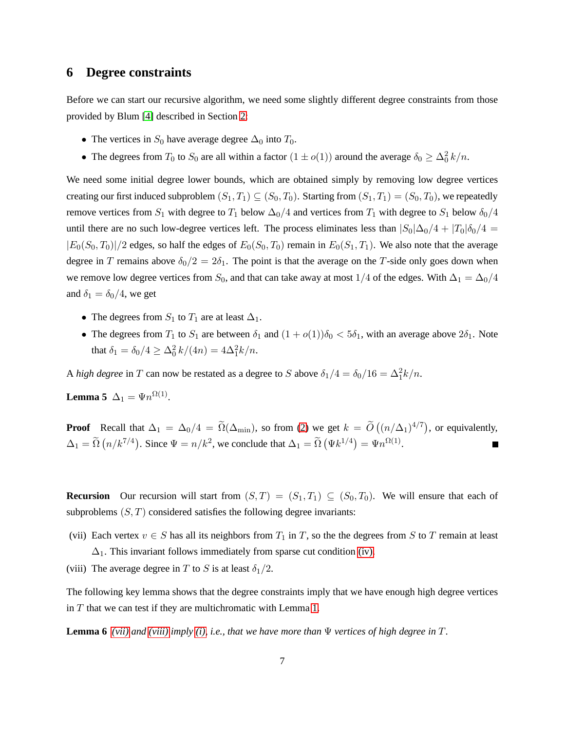## 6 Degree constraints

Before we can start our recursive algorithm, we need some slightly different degree constraints from those provided by Blum [4] described in Section 2:

- The vertices in $S_0$ have average degree $\Delta_0$ into $T_0$.
- The degrees from $T_0$ to $S_0$ are all within a factor $(1 \pm o(1))$ around the average $\delta_0 \geq \Delta_0^2\, k/n$.

We need some initial degree lower bounds, which are obtained simply by removing low degree vertices creating our first induced subproblem $(S_1, T_1) \subseteq (S_0, T_0)$. Starting from $(S_1, T_1) = (S_0, T_0)$, we repeatedly remove vertices from $S_1$ with degree to $T_1$ below $\Delta_0/4$ and vertices from $T_1$ with degree to $S_1$ below $\delta_0/4$ until there are no such low-degree vertices left. The process eliminates less than $|S_0|\Delta_0/4 + |T_0|\delta_0/4 = |E_0(S_0, T_0)|/2$ edges, so half the edges of $E_0(S_0, T_0)$ remain in $E_0(S_1, T_1)$. We also note that the average degree in $T$ remains above $\delta_0/2 = 2\delta_1$. The point is that the average on the $T$-side only goes down when we remove low degree vertices from $S_0$, and that can take away at most $1/4$ of the edges. With $\Delta_1 = \Delta_0/4$ and $\delta_1 = \delta_0/4$, we get

- The degrees from $S_1$ to $T_1$ are at least $\Delta_1$.
- The degrees from $T_1$ to $S_1$ are between $\delta_1$ and $(1 + o(1))\delta_0 < 5\delta_1$, with an average above $2\delta_1$. Note that $\delta_1 = \delta_0/4 \geq \Delta_0^2\, k/(4n) = 4\Delta_1^2 k/n$.

A *high degree* in $T$ can now be restated as a degree to $S$ above $\delta_1/4 = \delta_0/16 = \Delta_1^2 k/n$.

**Lemma 5** $\Delta_1 = \Psi n^{\Omega(1)}$.

**Proof** Recall that $\Delta_1 = \Delta_0/4 = \widetilde{\Omega}(\Delta_{\min})$, so from (2) we get $k = \widetilde{O}\left((n/\Delta_1)^{4/7}\right)$, or equivalently, $\Delta_1 = \widetilde{\Omega}\left(n/k^{7/4}\right)$. Since $\Psi = n/k^2$, we conclude that $\Delta_1 = \widetilde{\Omega}\left(\Psi k^{1/4}\right) = \Psi n^{\Omega(1)}$. ∎

**Recursion** Our recursion will start from $(S, T) = (S_1, T_1) \subseteq (S_0, T_0)$. We will ensure that each of subproblems $(S, T)$ considered satisfies the following degree invariants:

(vii) Each vertex $v \in S$ has all its neighbors from $T_1$ in $T$, so the the degrees from $S$ to $T$ remain at least $\Delta_1$. This invariant follows immediately from sparse cut condition (iv).

(viii) The average degree in $T$ to $S$ is at least $\delta_1/2$.

The following key lemma shows that the degree constraints imply that we have enough high degree vertices in $T$ that we can test if they are multichromatic with Lemma 1.

**Lemma 6** *(vii) and (viii) imply (i), i.e., that we have more than $\Psi$ vertices of high degree in $T$.*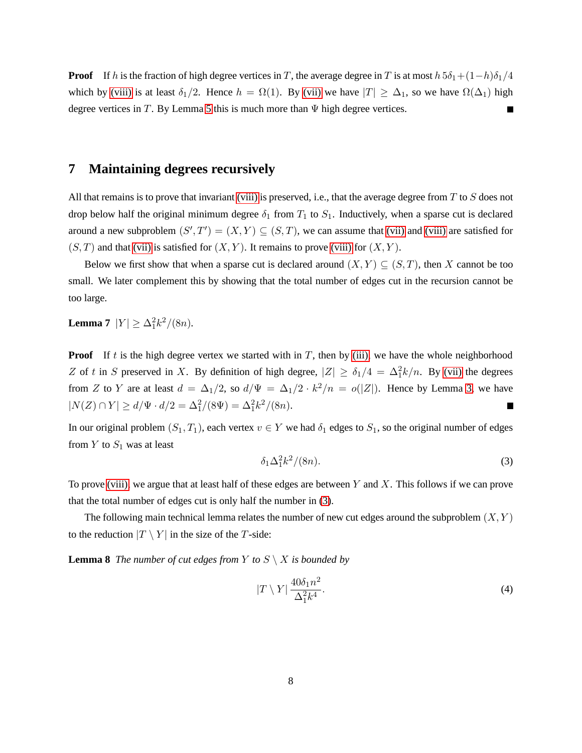**Proof** If $h$ is the fraction of high degree vertices in $T$, the average degree in $T$ is at most $h\,5\delta_1+(1-h)\delta_1/4$ which by (viii) is at least $\delta_1/2$. Hence $h = \Omega(1)$. By (vii) we have $|T| \geq \Delta_1$, so we have $\Omega(\Delta_1)$ high degree vertices in $T$. By Lemma 5 this is much more than $\Psi$ high degree vertices. ■

# 7 Maintaining degrees recursively

All that remains is to prove that invariant (viii) is preserved, i.e., that the average degree from $T$ to $S$ does not drop below half the original minimum degree $\delta_1$ from $T_1$ to $S_1$. Inductively, when a sparse cut is declared around a new subproblem $(S', T') = (X, Y) \subseteq (S, T)$, we can assume that (vii) and (viii) are satisfied for $(S, T)$ and that (vii) is satisfied for $(X, Y)$. It remains to prove (viii) for $(X, Y)$.

Below we first show that when a sparse cut is declared around $(X, Y) \subseteq (S, T)$, then $X$ cannot be too small. We later complement this by showing that the total number of edges cut in the recursion cannot be too large.

**Lemma 7** $|Y| \geq \Delta_1^2 k^2/(8n)$.

**Proof** If $t$ is the high degree vertex we started with in $T$, then by (iii) we have the whole neighborhood $Z$ of $t$ in $S$ preserved in $X$. By definition of high degree, $|Z| \geq \delta_1/4 = \Delta_1^2 k/n$. By (vii) the degrees from $Z$ to $Y$ are at least $d = \Delta_1/2$, so $d/\Psi = \Delta_1/2 \cdot k^2/n = o(|Z|)$. Hence by Lemma 3, we have $|N(Z) \cap Y| \geq d/\Psi \cdot d/2 = \Delta_1^2/(8\Psi) = \Delta_1^2 k^2/(8n)$. ■

In our original problem $(S_1, T_1)$, each vertex $v \in Y$ we had $\delta_1$ edges to $S_1$, so the original number of edges from $Y$ to $S_1$ was at least

$$\delta_1 \Delta_1^2 k^2/(8n). \tag{3}$$

To prove (viii), we argue that at least half of these edges are between $Y$ and $X$. This follows if we can prove that the total number of edges cut is only half the number in (3).

The following main technical lemma relates the number of new cut edges around the subproblem $(X, Y)$ to the reduction $|T \setminus Y|$ in the size of the $T$-side:

**Lemma 8** *The number of cut edges from $Y$ to $S \setminus X$ is bounded by*

$$|T \setminus Y| \, \frac{40\delta_1 n^2}{\Delta_1^2 k^4}. \tag{4}$$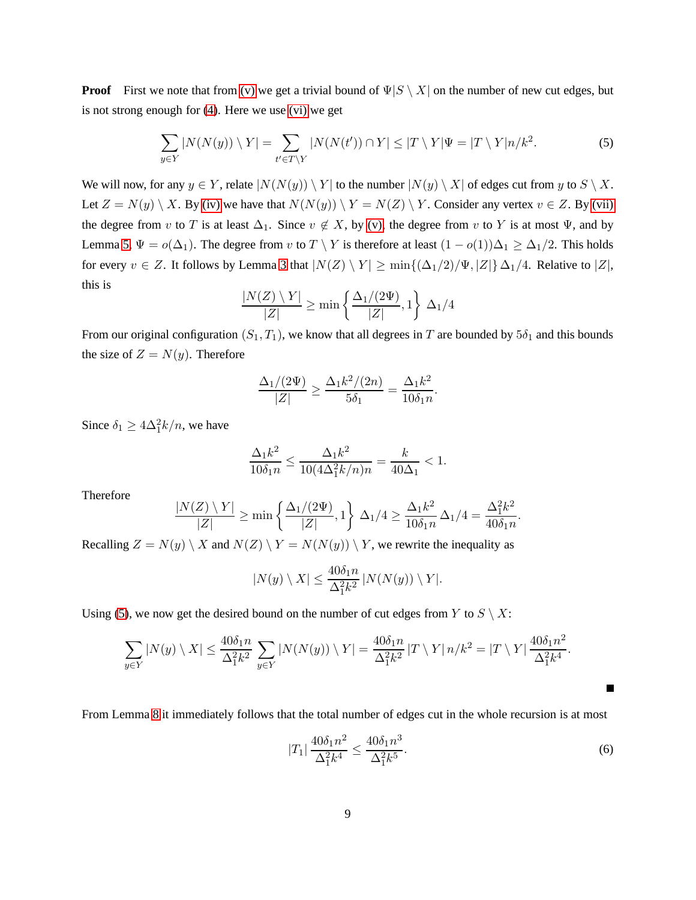**Proof** First we note that from (v) we get a trivial bound of $\Psi|S \setminus X|$ on the number of new cut edges, but is not strong enough for (4). Here we use (vi) we get

$$\sum_{y \in Y} |N(N(y)) \setminus Y| = \sum_{t' \in T \setminus Y} |N(N(t')) \cap Y| \leq |T \setminus Y|\Psi = |T \setminus Y|n/k^2. \tag{5}$$

We will now, for any $y \in Y$, relate $|N(N(y)) \setminus Y|$ to the number $|N(y) \setminus X|$ of edges cut from $y$ to $S \setminus X$. Let $Z = N(y) \setminus X$. By (iv) we have that $N(N(y)) \setminus Y = N(Z) \setminus Y$. Consider any vertex $v \in Z$. By (vii) the degree from $v$ to $T$ is at least $\Delta_1$. Since $v \notin X$, by (v), the degree from $v$ to $Y$ is at most $\Psi$, and by Lemma 5, $\Psi = o(\Delta_1)$. The degree from $v$ to $T \setminus Y$ is therefore at least $(1 - o(1))\Delta_1 \geq \Delta_1/2$. This holds for every $v \in Z$. It follows by Lemma 3 that $|N(Z) \setminus Y| \geq \min\{(\Delta_1/2)/\Psi, |Z|\}\,\Delta_1/4$. Relative to $|Z|$, this is

$$\frac{|N(Z) \setminus Y|}{|Z|} \geq \min\left\{\frac{\Delta_1/(2\Psi)}{|Z|}, 1\right\}\,\Delta_1/4$$

From our original configuration $(S_1, T_1)$, we know that all degrees in $T$ are bounded by $5\delta_1$ and this bounds the size of $Z = N(y)$. Therefore

$$\frac{\Delta_1/(2\Psi)}{|Z|} \geq \frac{\Delta_1 k^2/(2n)}{5\delta_1} = \frac{\Delta_1 k^2}{10\delta_1 n}.$$

Since $\delta_1 \geq 4\Delta_1^2 k/n$, we have

$$\frac{\Delta_1 k^2}{10\delta_1 n} \leq \frac{\Delta_1 k^2}{10(4\Delta_1^2 k/n)n} = \frac{k}{40\Delta_1} < 1.$$

Therefore

$$\frac{|N(Z) \setminus Y|}{|Z|} \geq \min\left\{\frac{\Delta_1/(2\Psi)}{|Z|}, 1\right\}\,\Delta_1/4 \geq \frac{\Delta_1 k^2}{10\delta_1 n}\,\Delta_1/4 = \frac{\Delta_1^2 k^2}{40\delta_1 n}.$$

Recalling $Z = N(y) \setminus X$ and $N(Z) \setminus Y = N(N(y)) \setminus Y$, we rewrite the inequality as

$$|N(y) \setminus X| \leq \frac{40\delta_1 n}{\Delta_1^2 k^2}\,|N(N(y)) \setminus Y|.$$

Using (5), we now get the desired bound on the number of cut edges from $Y$ to $S \setminus X$:

$$\sum_{y \in Y} |N(y) \setminus X| \leq \frac{40\delta_1 n}{\Delta_1^2 k^2} \sum_{y \in Y} |N(N(y)) \setminus Y| = \frac{40\delta_1 n}{\Delta_1^2 k^2}\,|T \setminus Y|\,n/k^2 = |T \setminus Y|\,\frac{40\delta_1 n^2}{\Delta_1^2 k^4}.$$

■

From Lemma 8 it immediately follows that the total number of edges cut in the whole recursion is at most

$$|T_1|\,\frac{40\delta_1 n^2}{\Delta_1^2 k^4} \leq \frac{40\delta_1 n^3}{\Delta_1^2 k^5}. \tag{6}$$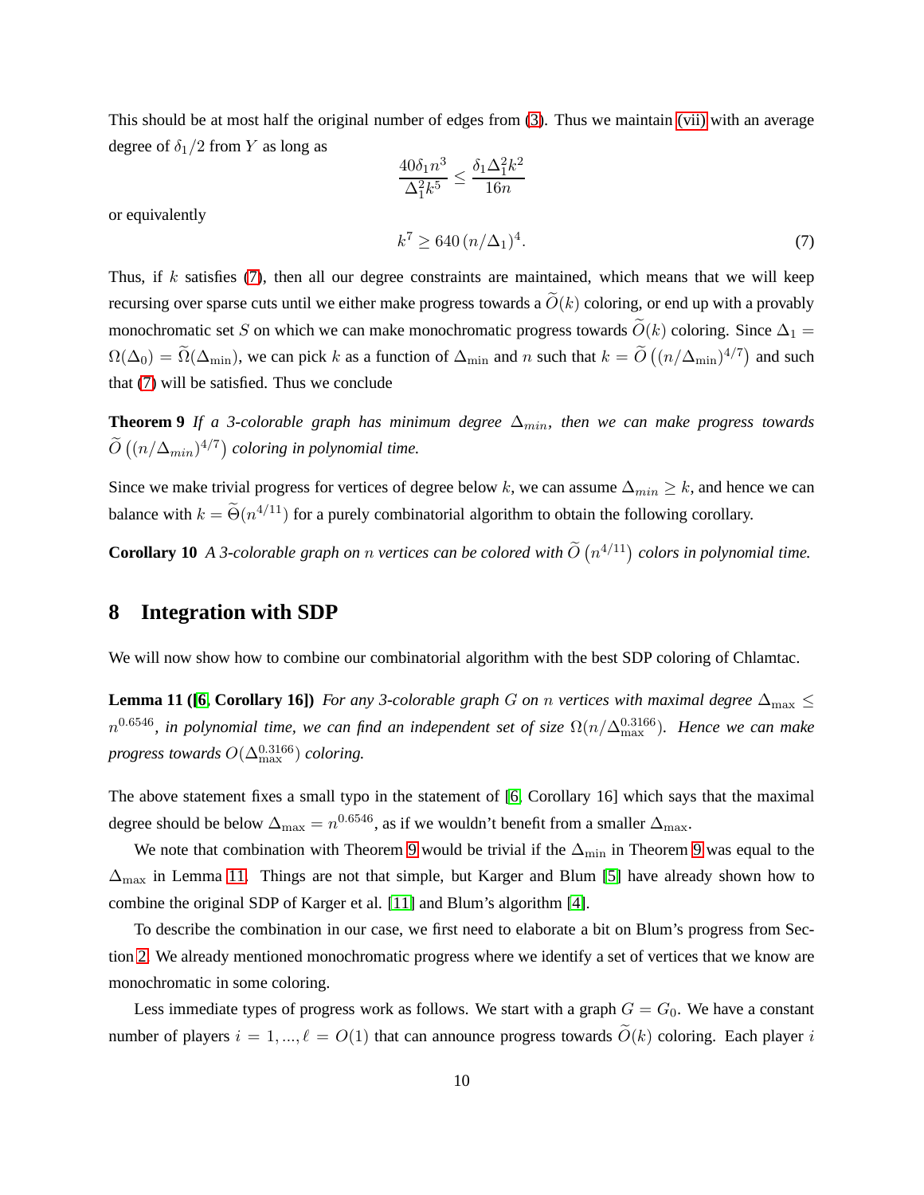This should be at most half the original number of edges from (3). Thus we maintain (vii) with an average degree of $\delta_1/2$ from $Y$ as long as

$$\frac{40\delta_1 n^3}{\Delta_1^2 k^5} \leq \frac{\delta_1 \Delta_1^2 k^2}{16n}$$

or equivalently

$$k^7 \geq 640\,(n/\Delta_1)^4. \tag{7}$$

Thus, if $k$ satisfies (7), then all our degree constraints are maintained, which means that we will keep recursing over sparse cuts until we either make progress towards a $\widetilde{O}(k)$ coloring, or end up with a provably monochromatic set $S$ on which we can make monochromatic progress towards $\widetilde{O}(k)$ coloring. Since $\Delta_1 = \Omega(\Delta_0) = \widetilde{\Omega}(\Delta_{\min})$, we can pick $k$ as a function of $\Delta_{\min}$ and $n$ such that $k = \widetilde{O}\left((n/\Delta_{\min})^{4/7}\right)$ and such that (7) will be satisfied. Thus we conclude

**Theorem 9** *If a 3-colorable graph has minimum degree $\Delta_{min}$, then we can make progress towards $\widetilde{O}\left((n/\Delta_{min})^{4/7}\right)$ coloring in polynomial time.*

Since we make trivial progress for vertices of degree below $k$, we can assume $\Delta_{min} \geq k$, and hence we can balance with $k = \widetilde{\Theta}(n^{4/11})$ for a purely combinatorial algorithm to obtain the following corollary.

**Corollary 10** *A 3-colorable graph on $n$ vertices can be colored with $\widetilde{O}\left(n^{4/11}\right)$ colors in polynomial time.*

# 8 Integration with SDP

We will now show how to combine our combinatorial algorithm with the best SDP coloring of Chlamtac.

**Lemma 11 ([6, Corollary 16])** *For any 3-colorable graph $G$ on $n$ vertices with maximal degree $\Delta_{\max} \leq n^{0.6546}$, in polynomial time, we can find an independent set of size $\Omega(n/\Delta_{\max}^{0.3166})$. Hence we can make progress towards $O(\Delta_{\max}^{0.3166})$ coloring.*

The above statement fixes a small typo in the statement of [6, Corollary 16] which says that the maximal degree should be below $\Delta_{\max} = n^{0.6546}$, as if we wouldn't benefit from a smaller $\Delta_{\max}$.

We note that combination with Theorem 9 would be trivial if the $\Delta_{\min}$ in Theorem 9 was equal to the $\Delta_{\max}$ in Lemma 11. Things are not that simple, but Karger and Blum [5] have already shown how to combine the original SDP of Karger et al. [11] and Blum's algorithm [4].

To describe the combination in our case, we first need to elaborate a bit on Blum's progress from Section 2. We already mentioned monochromatic progress where we identify a set of vertices that we know are monochromatic in some coloring.

Less immediate types of progress work as follows. We start with a graph $G = G_0$. We have a constant number of players $i = 1, ..., \ell = O(1)$ that can announce progress towards $\widetilde{O}(k)$ coloring. Each player $i$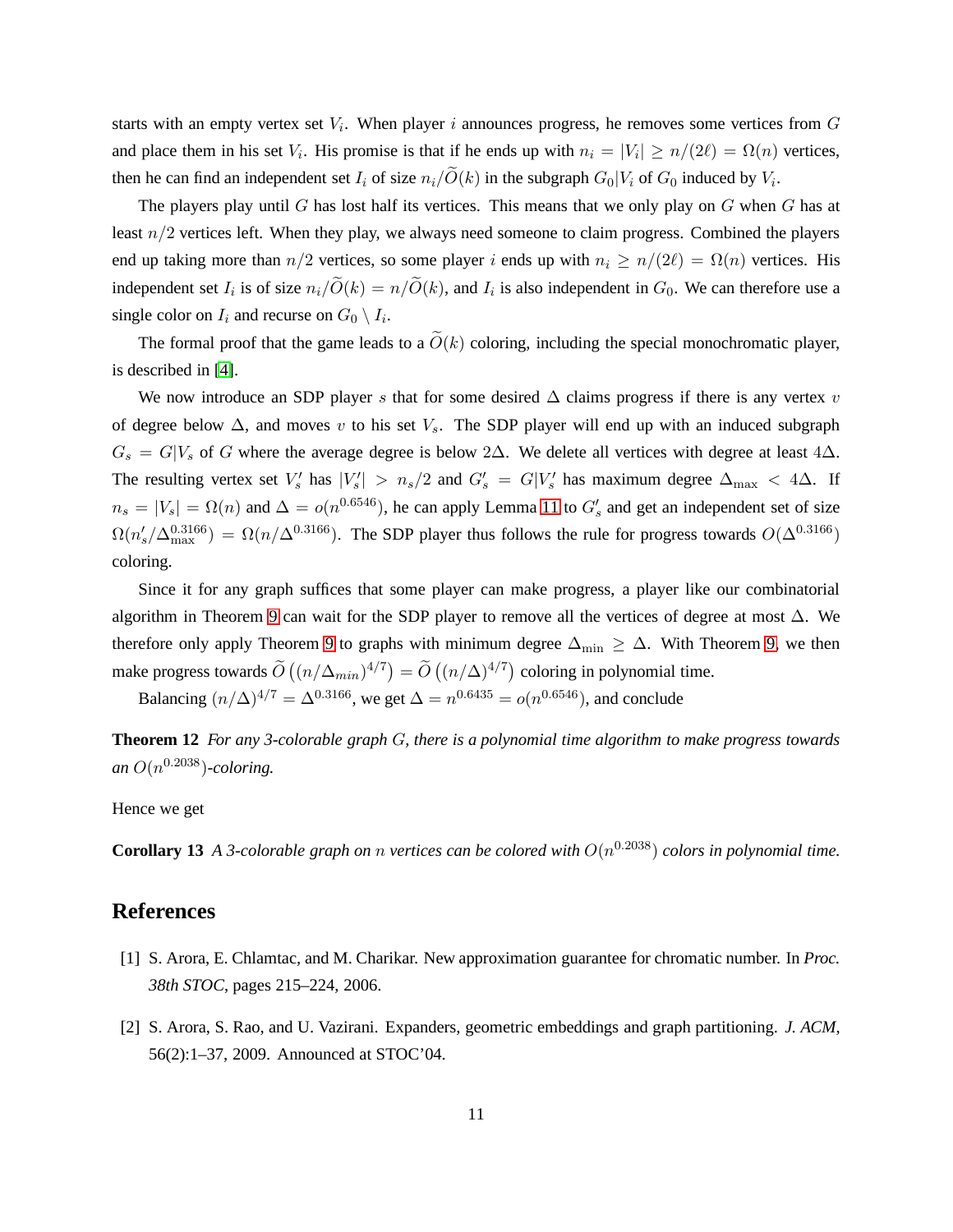starts with an empty vertex set $V_i$. When player $i$ announces progress, he removes some vertices from $G$ and place them in his set $V_i$. His promise is that if he ends up with $n_i = |V_i| \geq n/(2\ell) = \Omega(n)$ vertices, then he can find an independent set $I_i$ of size $n_i/\widetilde{O}(k)$ in the subgraph $G_0|V_i$ of $G_0$ induced by $V_i$.

The players play until $G$ has lost half its vertices. This means that we only play on $G$ when $G$ has at least $n/2$ vertices left. When they play, we always need someone to claim progress. Combined the players end up taking more than $n/2$ vertices, so some player $i$ ends up with $n_i \geq n/(2\ell) = \Omega(n)$ vertices. His independent set $I_i$ is of size $n_i/\widetilde{O}(k) = n/\widetilde{O}(k)$, and $I_i$ is also independent in $G_0$. We can therefore use a single color on $I_i$ and recurse on $G_0 \setminus I_i$.

The formal proof that the game leads to a $\widetilde{O}(k)$ coloring, including the special monochromatic player, is described in [4].

We now introduce an SDP player $s$ that for some desired $\Delta$ claims progress if there is any vertex $v$ of degree below $\Delta$, and moves $v$ to his set $V_s$. The SDP player will end up with an induced subgraph $G_s = G|V_s$ of $G$ where the average degree is below $2\Delta$. We delete all vertices with degree at least $4\Delta$. The resulting vertex set $V'_s$ has $|V'_s| > n_s/2$ and $G'_s = G|V'_s$ has maximum degree $\Delta_{\max} < 4\Delta$. If $n_s = |V_s| = \Omega(n)$ and $\Delta = o(n^{0.6546})$, he can apply Lemma 11 to $G'_s$ and get an independent set of size $\Omega(n'_s/\Delta_{\max}^{0.3166}) = \Omega(n/\Delta^{0.3166})$. The SDP player thus follows the rule for progress towards $O(\Delta^{0.3166})$ coloring.

Since it for any graph suffices that some player can make progress, a player like our combinatorial algorithm in Theorem 9 can wait for the SDP player to remove all the vertices of degree at most $\Delta$. We therefore only apply Theorem 9 to graphs with minimum degree $\Delta_{\min} \geq \Delta$. With Theorem 9, we then make progress towards $\widetilde{O}\left((n/\Delta_{min})^{4/7}\right) = \widetilde{O}\left((n/\Delta)^{4/7}\right)$ coloring in polynomial time.

Balancing $(n/\Delta)^{4/7} = \Delta^{0.3166}$, we get $\Delta = n^{0.6435} = o(n^{0.6546})$, and conclude

**Theorem 12** *For any 3-colorable graph $G$, there is a polynomial time algorithm to make progress towards an $O(n^{0.2038})$-coloring.*

Hence we get

**Corollary 13** *A 3-colorable graph on $n$ vertices can be colored with $O(n^{0.2038})$ colors in polynomial time.*

## References

[1] S. Arora, E. Chlamtac, and M. Charikar. New approximation guarantee for chromatic number. In *Proc. 38th STOC*, pages 215–224, 2006.

[2] S. Arora, S. Rao, and U. Vazirani. Expanders, geometric embeddings and graph partitioning. *J. ACM*, 56(2):1–37, 2009. Announced at STOC'04.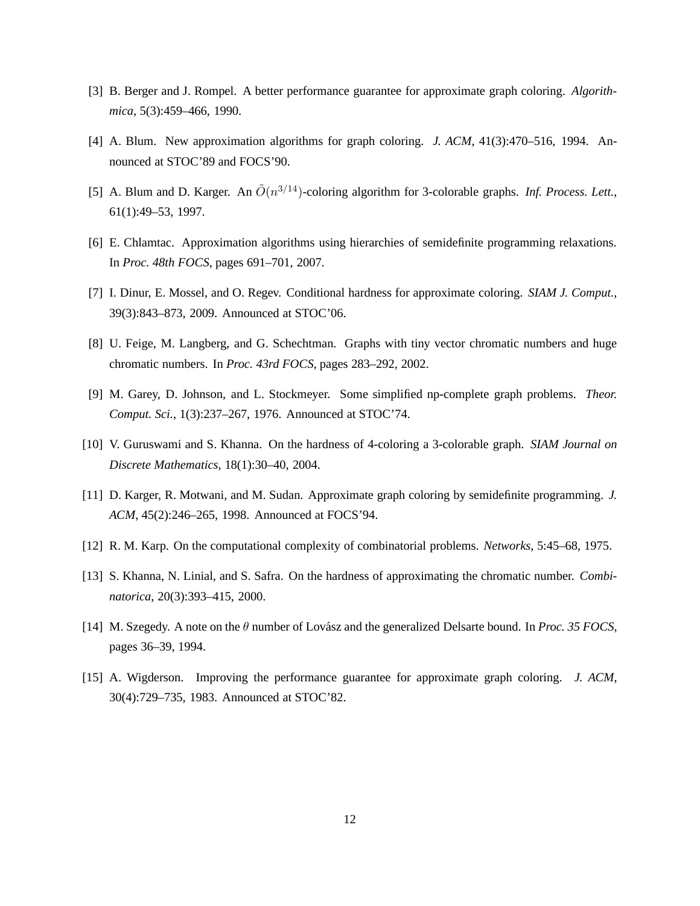[3] B. Berger and J. Rompel. A better performance guarantee for approximate graph coloring. *Algorithmica*, 5(3):459–466, 1990.

[4] A. Blum. New approximation algorithms for graph coloring. *J. ACM*, 41(3):470–516, 1994. Announced at STOC'89 and FOCS'90.

[5] A. Blum and D. Karger. An $\tilde{O}(n^{3/14})$-coloring algorithm for 3-colorable graphs. *Inf. Process. Lett.*, 61(1):49–53, 1997.

[6] E. Chlamtac. Approximation algorithms using hierarchies of semidefinite programming relaxations. In *Proc. 48th FOCS*, pages 691–701, 2007.

[7] I. Dinur, E. Mossel, and O. Regev. Conditional hardness for approximate coloring. *SIAM J. Comput.*, 39(3):843–873, 2009. Announced at STOC'06.

[8] U. Feige, M. Langberg, and G. Schechtman. Graphs with tiny vector chromatic numbers and huge chromatic numbers. In *Proc. 43rd FOCS*, pages 283–292, 2002.

[9] M. Garey, D. Johnson, and L. Stockmeyer. Some simplified np-complete graph problems. *Theor. Comput. Sci.*, 1(3):237–267, 1976. Announced at STOC'74.

[10] V. Guruswami and S. Khanna. On the hardness of 4-coloring a 3-colorable graph. *SIAM Journal on Discrete Mathematics*, 18(1):30–40, 2004.

[11] D. Karger, R. Motwani, and M. Sudan. Approximate graph coloring by semidefinite programming. *J. ACM*, 45(2):246–265, 1998. Announced at FOCS'94.

[12] R. M. Karp. On the computational complexity of combinatorial problems. *Networks*, 5:45–68, 1975.

[13] S. Khanna, N. Linial, and S. Safra. On the hardness of approximating the chromatic number. *Combinatorica*, 20(3):393–415, 2000.

[14] M. Szegedy. A note on the $\theta$ number of Lovász and the generalized Delsarte bound. In *Proc. 35 FOCS*, pages 36–39, 1994.

[15] A. Wigderson. Improving the performance guarantee for approximate graph coloring. *J. ACM*, 30(4):729–735, 1983. Announced at STOC'82.